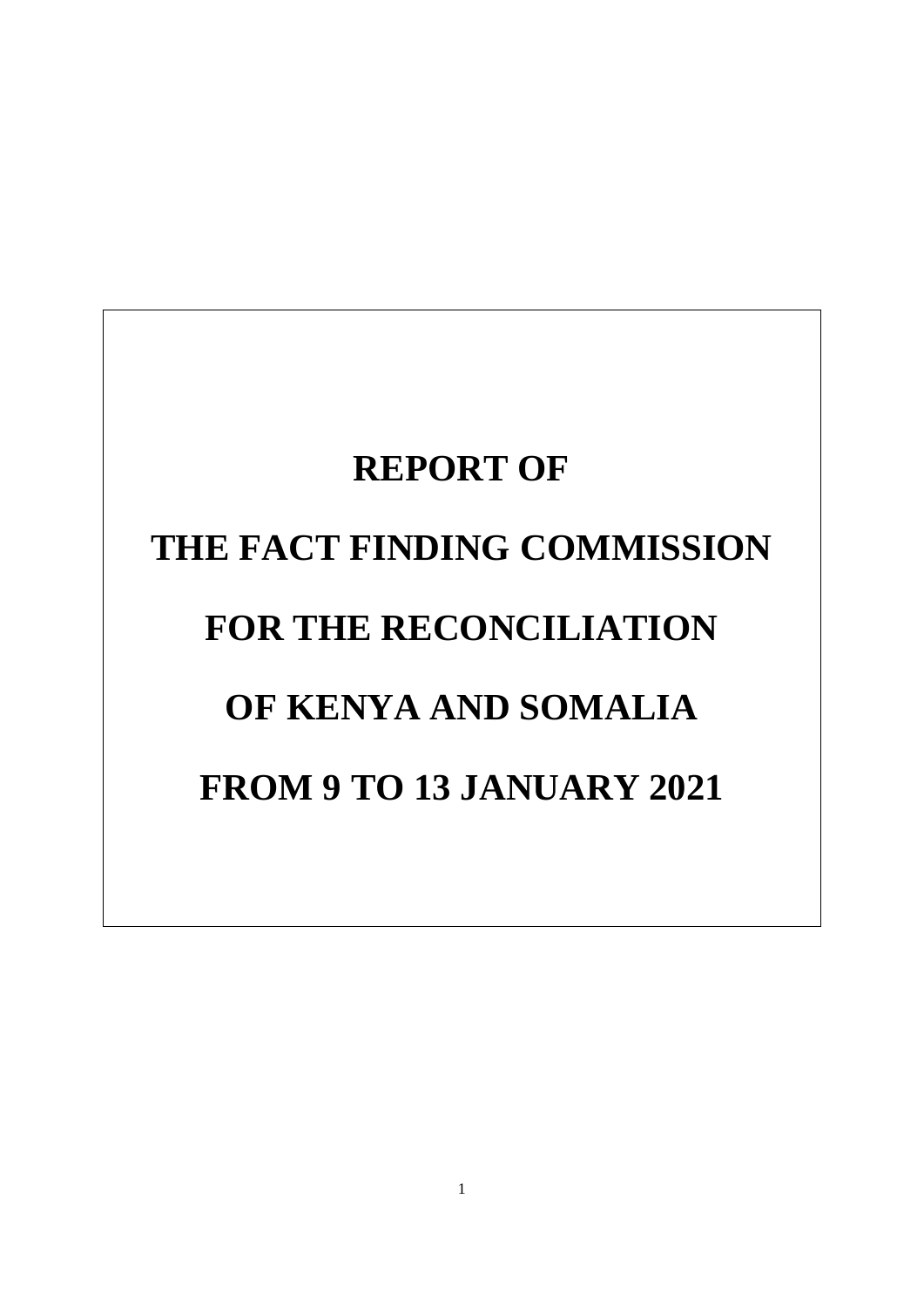# REPORT OF

# THE FACT FINDING COMMISSION

# FOR THE RECONCILIATION

# OF KENYA AND SOMALIA

# FROM 9 TO 13 JANUARY 2021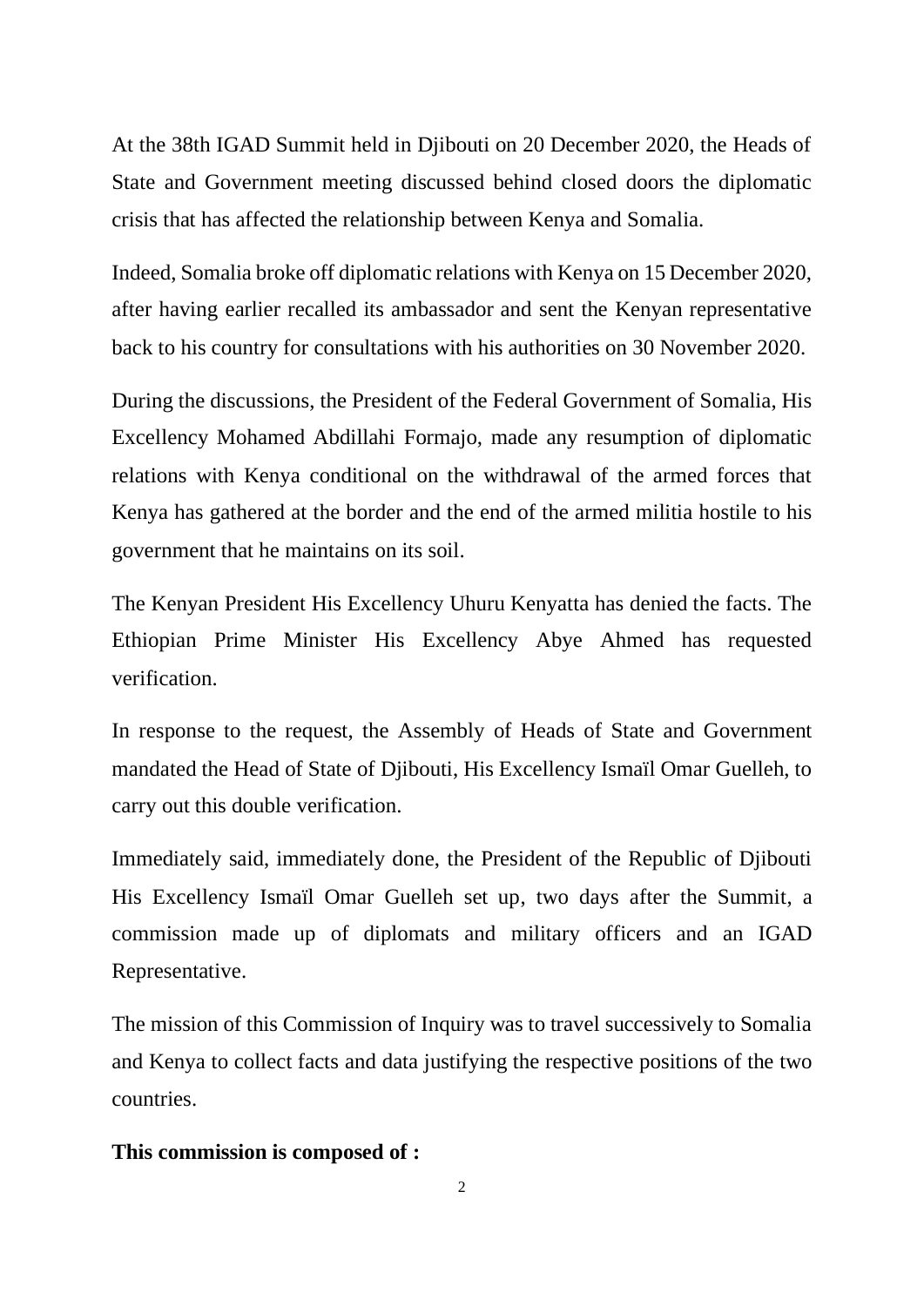At the 38th IGAD Summit held in Djibouti on 20 December 2020, the Heads of State and Government meeting discussed behind closed doors the diplomatic crisis that has affected the relationship between Kenya and Somalia.

Indeed, Somalia broke off diplomatic relations with Kenya on 15 December 2020, after having earlier recalled its ambassador and sent the Kenyan representative back to his country for consultations with his authorities on 30 November 2020.

During the discussions, the President of the Federal Government of Somalia, His Excellency Mohamed Abdillahi Formajo, made any resumption of diplomatic relations with Kenya conditional on the withdrawal of the armed forces that Kenya has gathered at the border and the end of the armed militia hostile to his government that he maintains on its soil.

The Kenyan President His Excellency Uhuru Kenyatta has denied the facts. The Ethiopian Prime Minister His Excellency Abye Ahmed has requested verification.

In response to the request, the Assembly of Heads of State and Government mandated the Head of State of Djibouti, His Excellency Ismaïl Omar Guelleh, to carry out this double verification.

Immediately said, immediately done, the President of the Republic of Djibouti His Excellency Ismaïl Omar Guelleh set up, two days after the Summit, a commission made up of diplomats and military officers and an IGAD Representative.

The mission of this Commission of Inquiry was to travel successively to Somalia and Kenya to collect facts and data justifying the respective positions of the two countries.

**This commission is composed of :**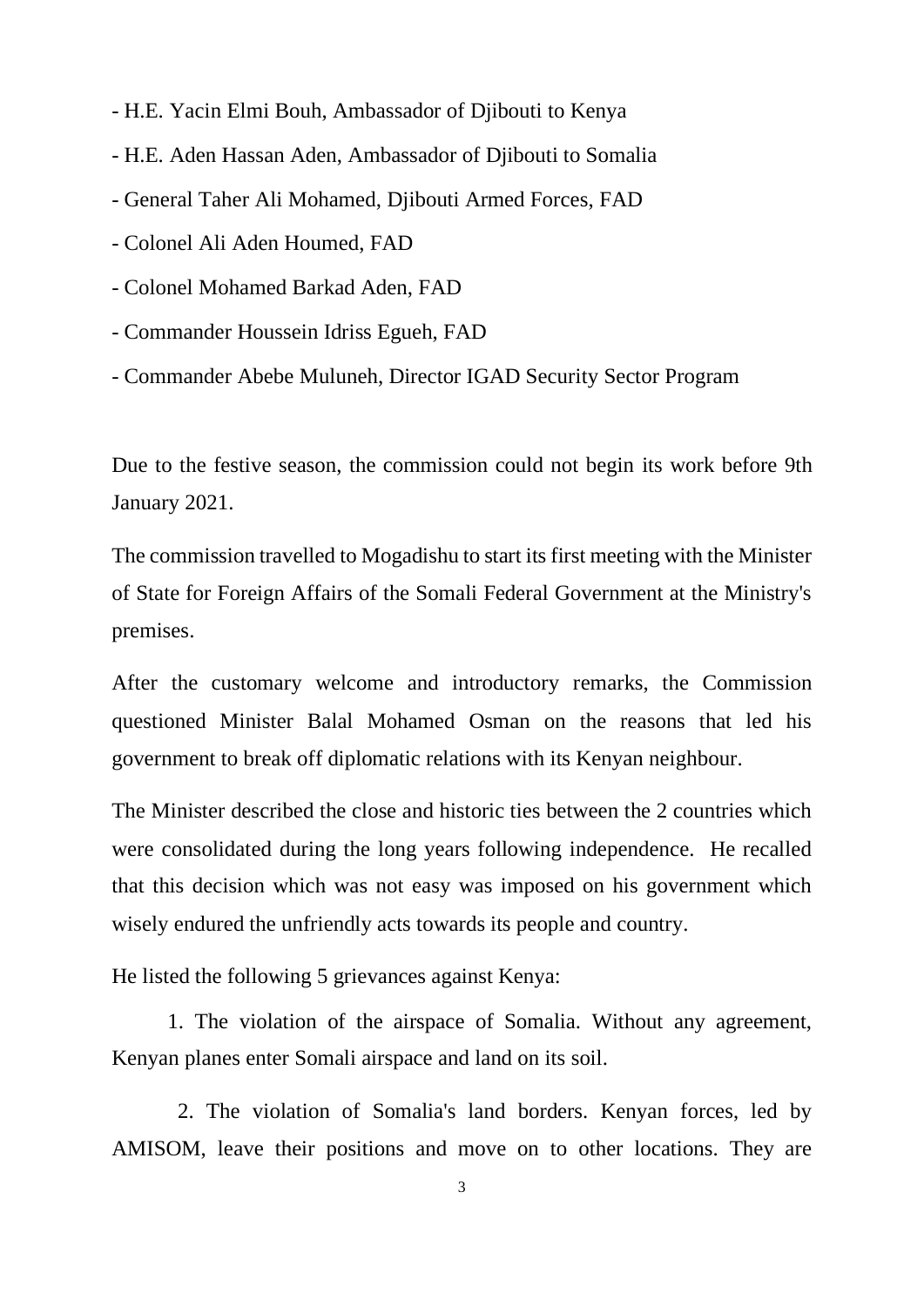- H.E. Yacin Elmi Bouh, Ambassador of Djibouti to Kenya
- H.E. Aden Hassan Aden, Ambassador of Djibouti to Somalia
- General Taher Ali Mohamed, Djibouti Armed Forces, FAD
- Colonel Ali Aden Houmed, FAD
- Colonel Mohamed Barkad Aden, FAD
- Commander Houssein Idriss Egueh, FAD
- Commander Abebe Muluneh, Director IGAD Security Sector Program

Due to the festive season, the commission could not begin its work before 9th January 2021.

The commission travelled to Mogadishu to start its first meeting with the Minister of State for Foreign Affairs of the Somali Federal Government at the Ministry's premises.

After the customary welcome and introductory remarks, the Commission questioned Minister Balal Mohamed Osman on the reasons that led his government to break off diplomatic relations with its Kenyan neighbour.

The Minister described the close and historic ties between the 2 countries which were consolidated during the long years following independence. He recalled that this decision which was not easy was imposed on his government which wisely endured the unfriendly acts towards its people and country.

He listed the following 5 grievances against Kenya:

1. The violation of the airspace of Somalia. Without any agreement, Kenyan planes enter Somali airspace and land on its soil.

2. The violation of Somalia's land borders. Kenyan forces, led by AMISOM, leave their positions and move on to other locations. They are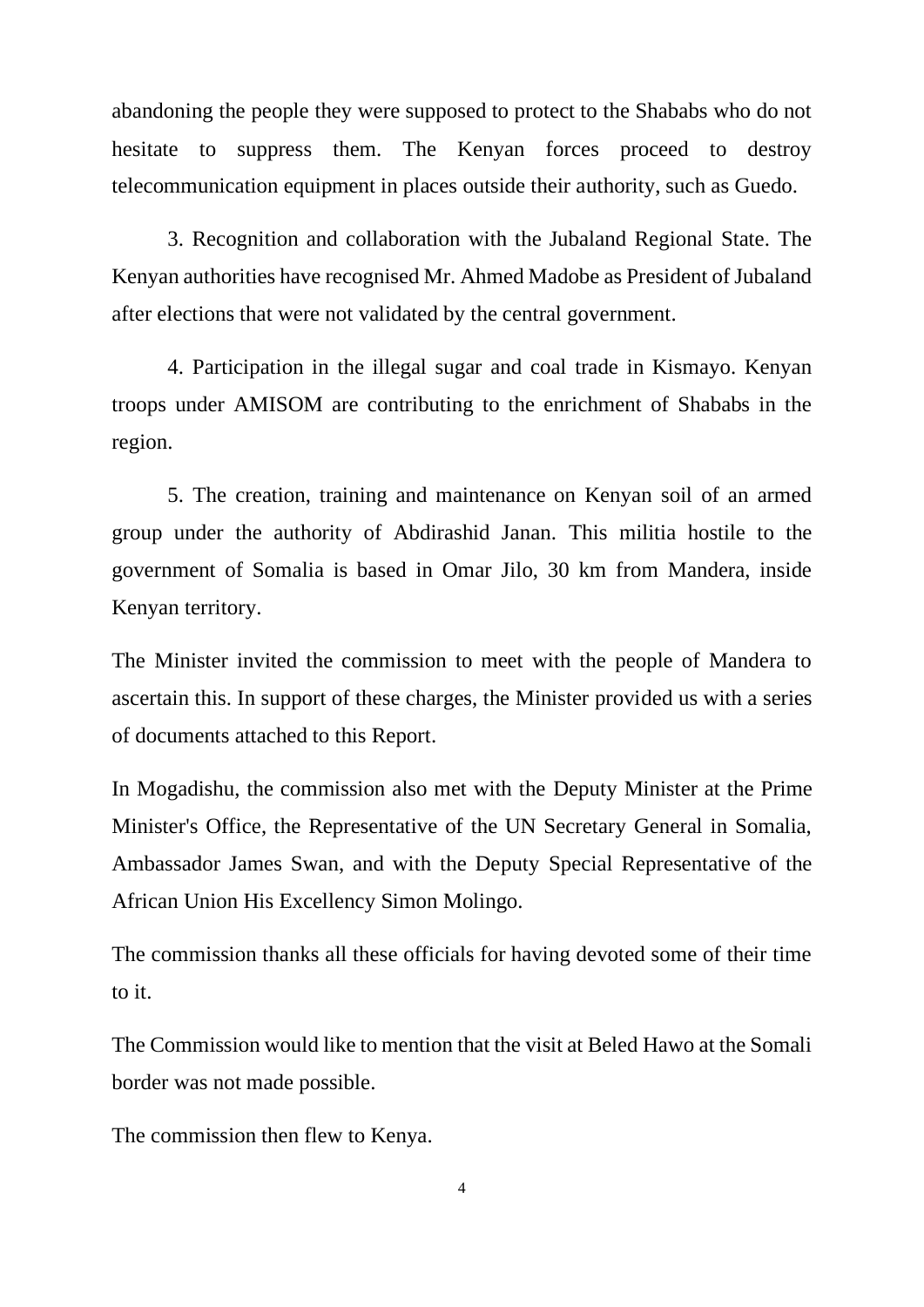abandoning the people they were supposed to protect to the Shababs who do not hesitate to suppress them. The Kenyan forces proceed to destroy telecommunication equipment in places outside their authority, such as Guedo.

3. Recognition and collaboration with the Jubaland Regional State. The Kenyan authorities have recognised Mr. Ahmed Madobe as President of Jubaland after elections that were not validated by the central government.

4. Participation in the illegal sugar and coal trade in Kismayo. Kenyan troops under AMISOM are contributing to the enrichment of Shababs in the region.

5. The creation, training and maintenance on Kenyan soil of an armed group under the authority of Abdirashid Janan. This militia hostile to the government of Somalia is based in Omar Jilo, 30 km from Mandera, inside Kenyan territory.

The Minister invited the commission to meet with the people of Mandera to ascertain this. In support of these charges, the Minister provided us with a series of documents attached to this Report.

In Mogadishu, the commission also met with the Deputy Minister at the Prime Minister's Office, the Representative of the UN Secretary General in Somalia, Ambassador James Swan, and with the Deputy Special Representative of the African Union His Excellency Simon Molingo.

The commission thanks all these officials for having devoted some of their time to it.

The Commission would like to mention that the visit at Beled Hawo at the Somali border was not made possible.

The commission then flew to Kenya.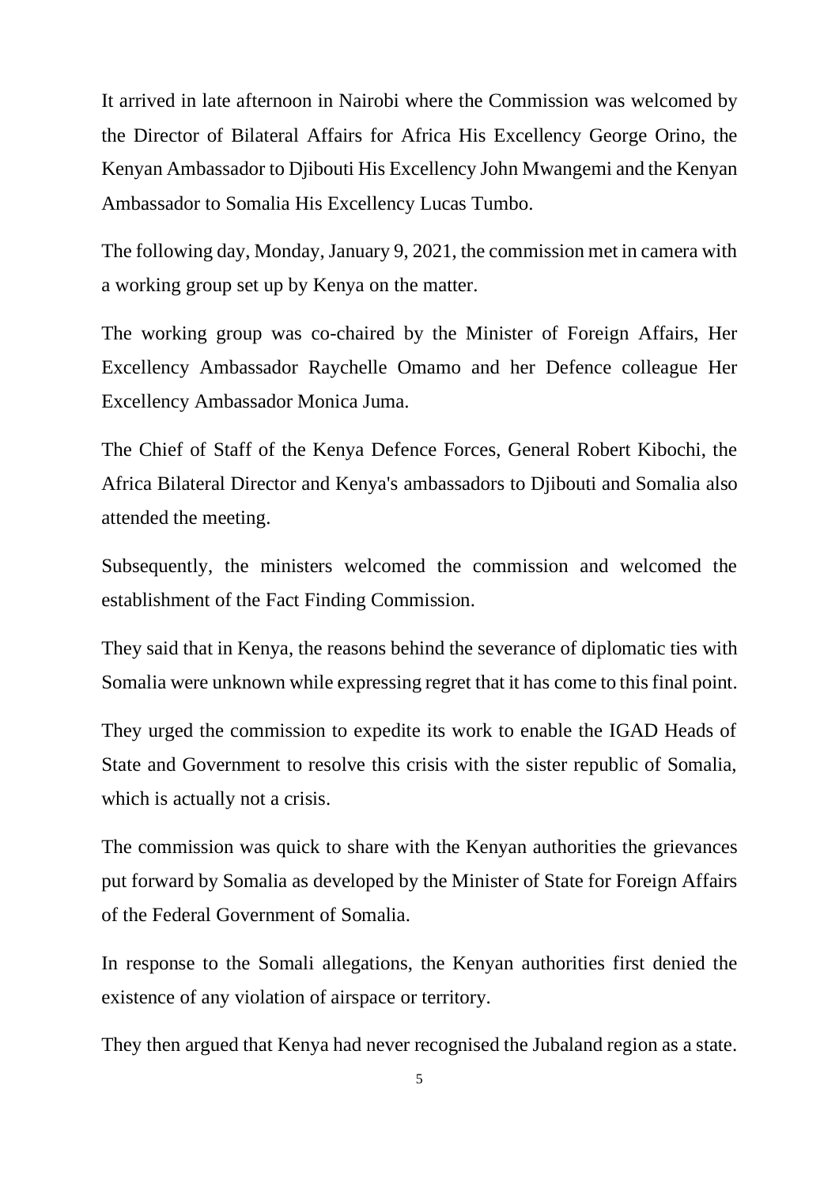It arrived in late afternoon in Nairobi where the Commission was welcomed by the Director of Bilateral Affairs for Africa His Excellency George Orino, the Kenyan Ambassador to Djibouti His Excellency John Mwangemi and the Kenyan Ambassador to Somalia His Excellency Lucas Tumbo.

The following day, Monday, January 9, 2021, the commission met in camera with a working group set up by Kenya on the matter.

The working group was co-chaired by the Minister of Foreign Affairs, Her Excellency Ambassador Raychelle Omamo and her Defence colleague Her Excellency Ambassador Monica Juma.

The Chief of Staff of the Kenya Defence Forces, General Robert Kibochi, the Africa Bilateral Director and Kenya's ambassadors to Djibouti and Somalia also attended the meeting.

Subsequently, the ministers welcomed the commission and welcomed the establishment of the Fact Finding Commission.

They said that in Kenya, the reasons behind the severance of diplomatic ties with Somalia were unknown while expressing regret that it has come to this final point.

They urged the commission to expedite its work to enable the IGAD Heads of State and Government to resolve this crisis with the sister republic of Somalia, which is actually not a crisis.

The commission was quick to share with the Kenyan authorities the grievances put forward by Somalia as developed by the Minister of State for Foreign Affairs of the Federal Government of Somalia.

In response to the Somali allegations, the Kenyan authorities first denied the existence of any violation of airspace or territory.

They then argued that Kenya had never recognised the Jubaland region as a state.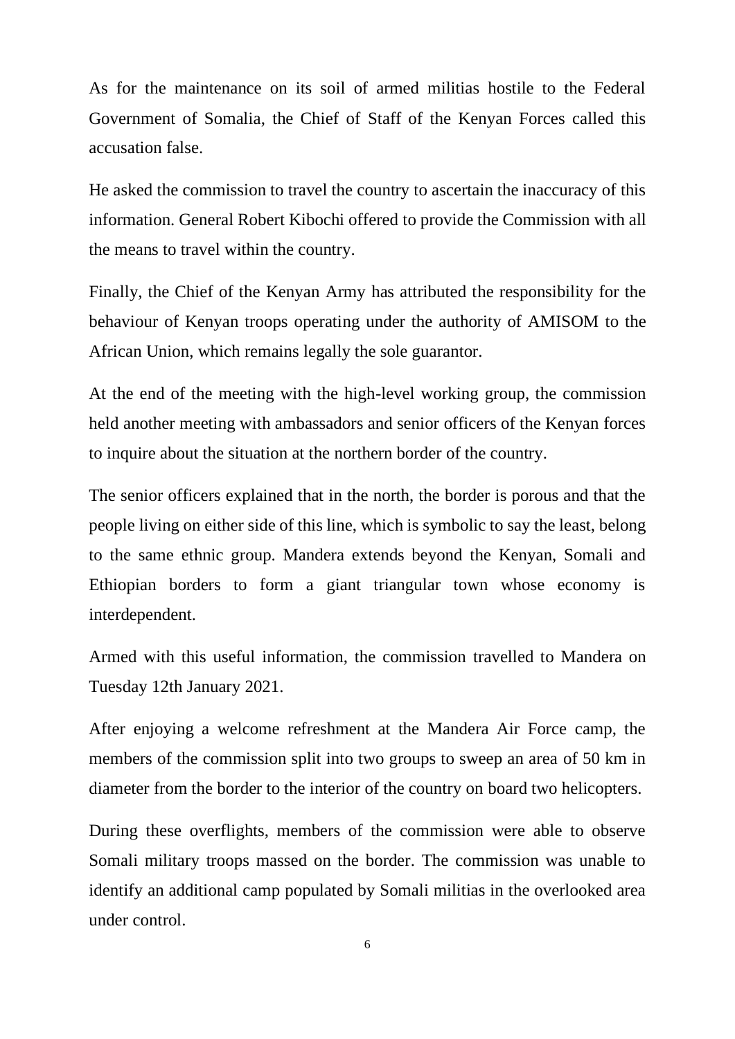As for the maintenance on its soil of armed militias hostile to the Federal Government of Somalia, the Chief of Staff of the Kenyan Forces called this accusation false.

He asked the commission to travel the country to ascertain the inaccuracy of this information. General Robert Kibochi offered to provide the Commission with all the means to travel within the country.

Finally, the Chief of the Kenyan Army has attributed the responsibility for the behaviour of Kenyan troops operating under the authority of AMISOM to the African Union, which remains legally the sole guarantor.

At the end of the meeting with the high-level working group, the commission held another meeting with ambassadors and senior officers of the Kenyan forces to inquire about the situation at the northern border of the country.

The senior officers explained that in the north, the border is porous and that the people living on either side of this line, which is symbolic to say the least, belong to the same ethnic group. Mandera extends beyond the Kenyan, Somali and Ethiopian borders to form a giant triangular town whose economy is interdependent.

Armed with this useful information, the commission travelled to Mandera on Tuesday 12th January 2021.

After enjoying a welcome refreshment at the Mandera Air Force camp, the members of the commission split into two groups to sweep an area of 50 km in diameter from the border to the interior of the country on board two helicopters.

During these overflights, members of the commission were able to observe Somali military troops massed on the border. The commission was unable to identify an additional camp populated by Somali militias in the overlooked area under control.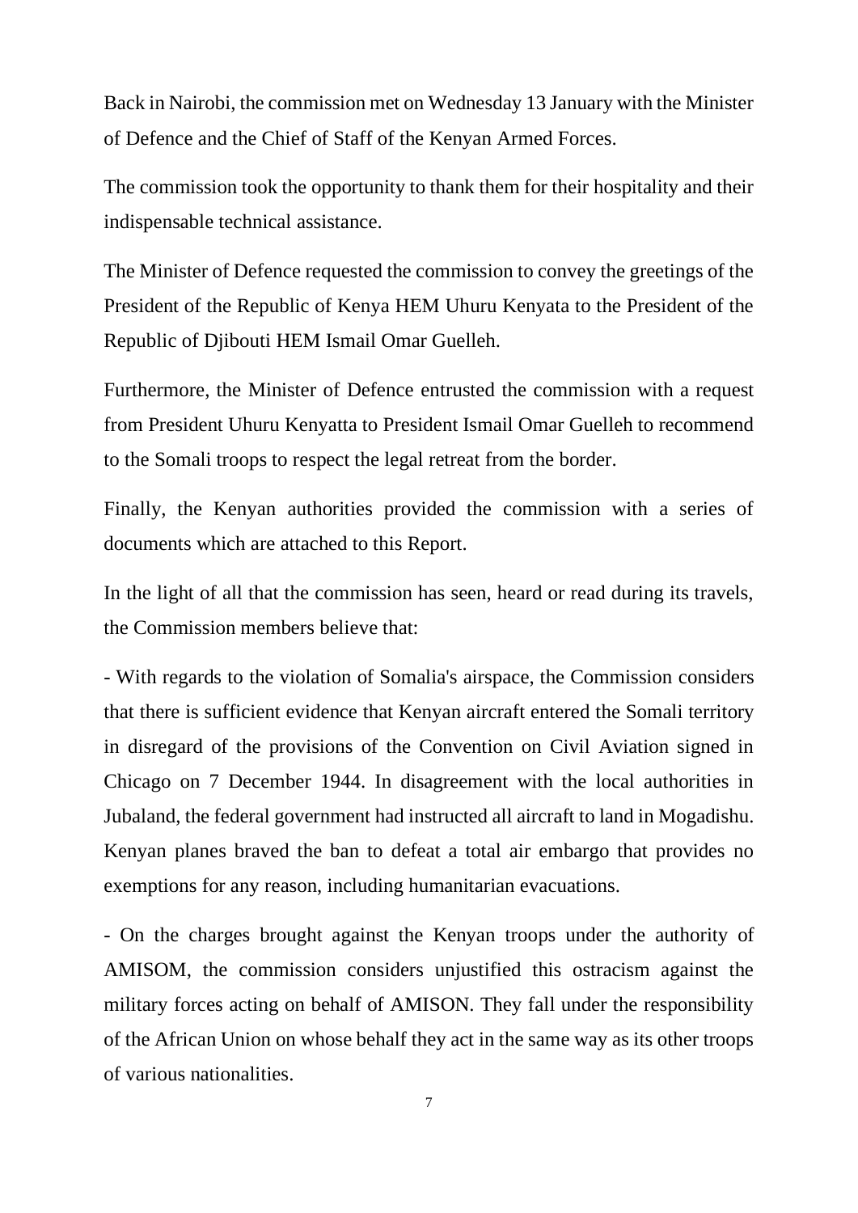Back in Nairobi, the commission met on Wednesday 13 January with the Minister of Defence and the Chief of Staff of the Kenyan Armed Forces.

The commission took the opportunity to thank them for their hospitality and their indispensable technical assistance.

The Minister of Defence requested the commission to convey the greetings of the President of the Republic of Kenya HEM Uhuru Kenyata to the President of the Republic of Djibouti HEM Ismail Omar Guelleh.

Furthermore, the Minister of Defence entrusted the commission with a request from President Uhuru Kenyatta to President Ismail Omar Guelleh to recommend to the Somali troops to respect the legal retreat from the border.

Finally, the Kenyan authorities provided the commission with a series of documents which are attached to this Report.

In the light of all that the commission has seen, heard or read during its travels, the Commission members believe that:

- With regards to the violation of Somalia's airspace, the Commission considers that there is sufficient evidence that Kenyan aircraft entered the Somali territory in disregard of the provisions of the Convention on Civil Aviation signed in Chicago on 7 December 1944. In disagreement with the local authorities in Jubaland, the federal government had instructed all aircraft to land in Mogadishu. Kenyan planes braved the ban to defeat a total air embargo that provides no exemptions for any reason, including humanitarian evacuations.

- On the charges brought against the Kenyan troops under the authority of AMISOM, the commission considers unjustified this ostracism against the military forces acting on behalf of AMISON. They fall under the responsibility of the African Union on whose behalf they act in the same way as its other troops of various nationalities.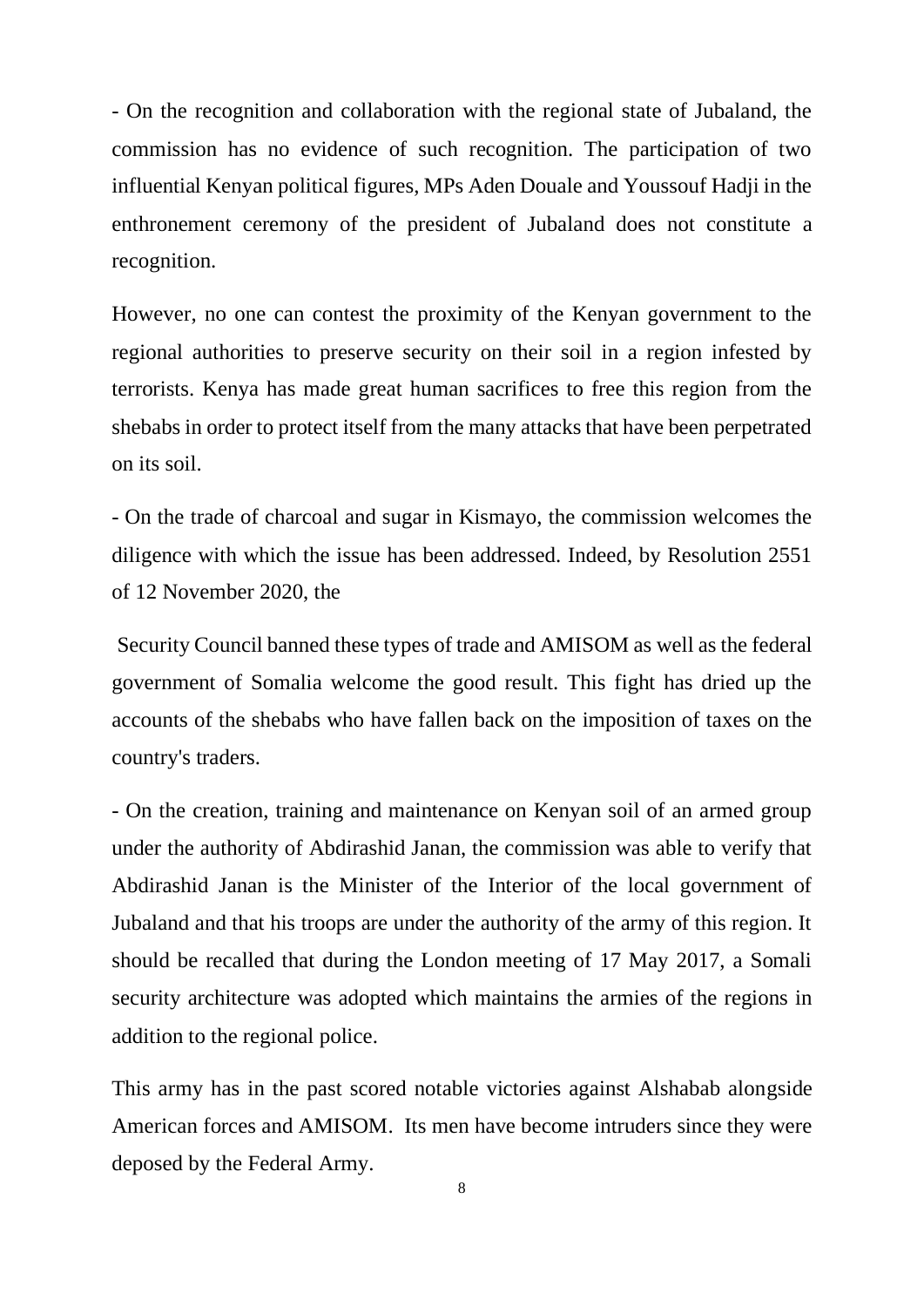- On the recognition and collaboration with the regional state of Jubaland, the commission has no evidence of such recognition. The participation of two influential Kenyan political figures, MPs Aden Douale and Youssouf Hadji in the enthronement ceremony of the president of Jubaland does not constitute a recognition.

However, no one can contest the proximity of the Kenyan government to the regional authorities to preserve security on their soil in a region infested by terrorists. Kenya has made great human sacrifices to free this region from the shebabs in order to protect itself from the many attacks that have been perpetrated on its soil.

- On the trade of charcoal and sugar in Kismayo, the commission welcomes the diligence with which the issue has been addressed. Indeed, by Resolution 2551 of 12 November 2020, the Security Council banned these types of trade and AMISOM as well as the federal government of Somalia welcome the good result. This fight has dried up the accounts of the shebabs who have fallen back on the imposition of taxes on the country's traders.

- On the creation, training and maintenance on Kenyan soil of an armed group under the authority of Abdirashid Janan, the commission was able to verify that Abdirashid Janan is the Minister of the Interior of the local government of Jubaland and that his troops are under the authority of the army of this region. It should be recalled that during the London meeting of 17 May 2017, a Somali security architecture was adopted which maintains the armies of the regions in addition to the regional police.

This army has in the past scored notable victories against Alshabab alongside American forces and AMISOM. Its men have become intruders since they were deposed by the Federal Army.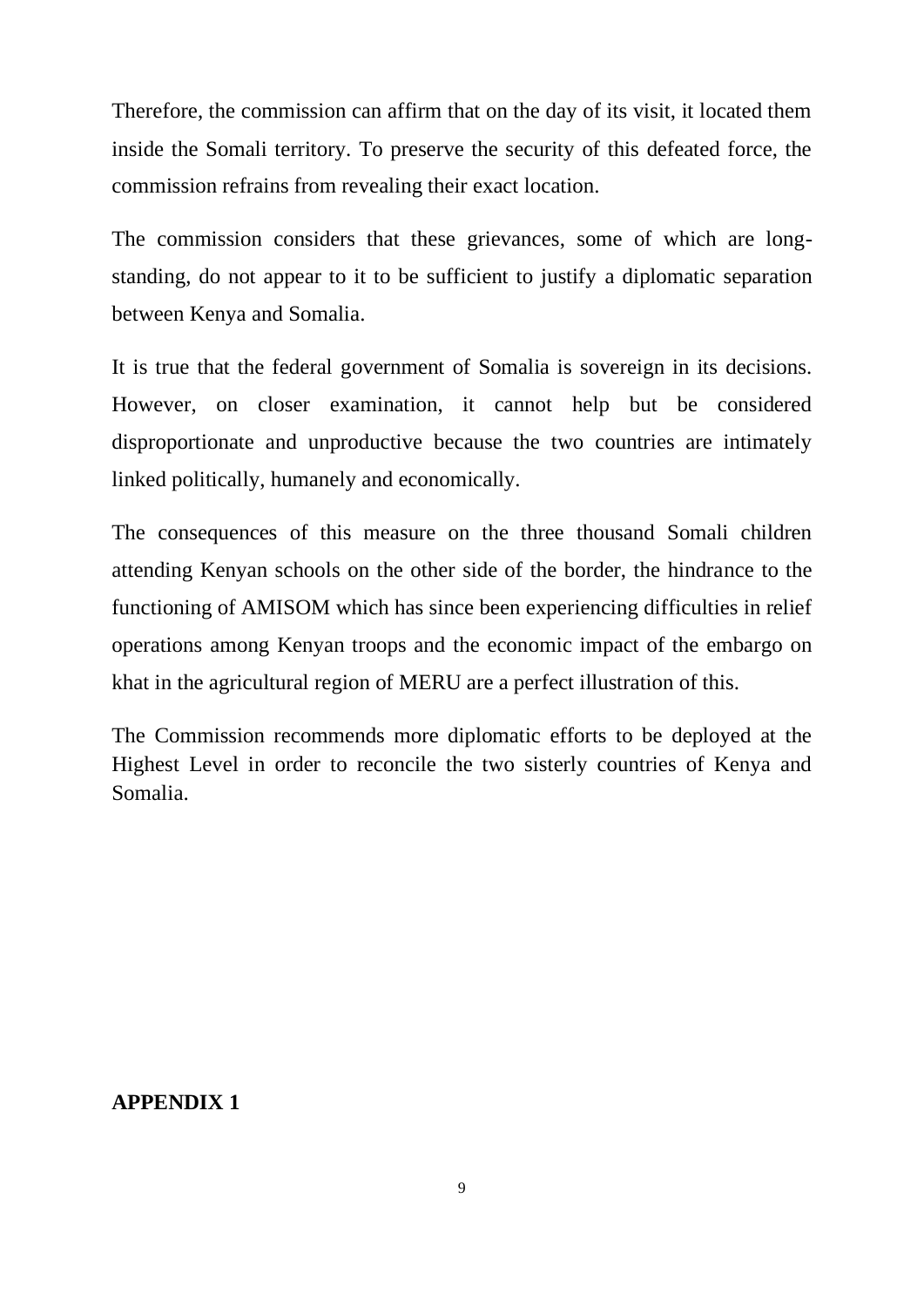Therefore, the commission can affirm that on the day of its visit, it located them inside the Somali territory. To preserve the security of this defeated force, the commission refrains from revealing their exact location.

The commission considers that these grievances, some of which are long-standing, do not appear to it to be sufficient to justify a diplomatic separation between Kenya and Somalia.

It is true that the federal government of Somalia is sovereign in its decisions. However, on closer examination, it cannot help but be considered disproportionate and unproductive because the two countries are intimately linked politically, humanely and economically.

The consequences of this measure on the three thousand Somali children attending Kenyan schools on the other side of the border, the hindrance to the functioning of AMISOM which has since been experiencing difficulties in relief operations among Kenyan troops and the economic impact of the embargo on khat in the agricultural region of MERU are a perfect illustration of this.

The Commission recommends more diplomatic efforts to be deployed at the Highest Level in order to reconcile the two sisterly countries of Kenya and Somalia.

**APPENDIX 1**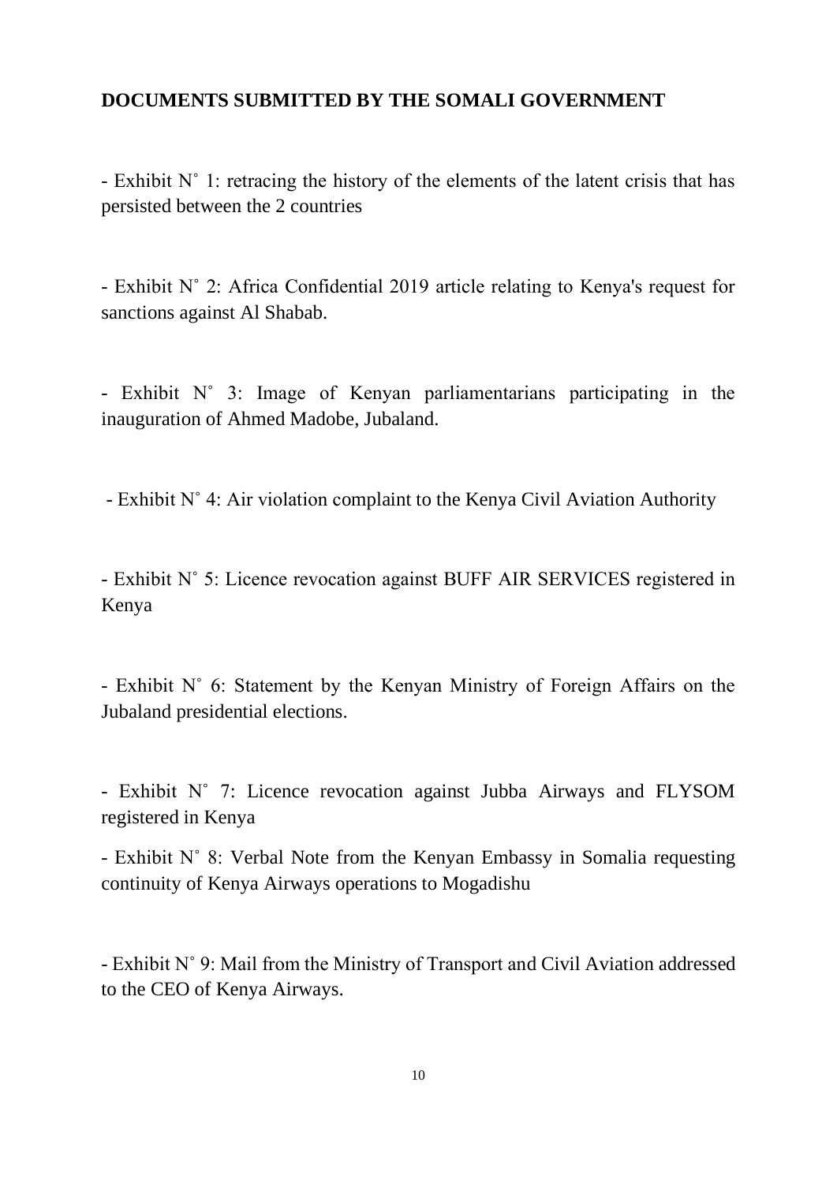**DOCUMENTS SUBMITTED BY THE SOMALI GOVERNMENT**

- Exhibit N° 1: retracing the history of the elements of the latent crisis that has persisted between the 2 countries

- Exhibit N° 2: Africa Confidential 2019 article relating to Kenya's request for sanctions against Al Shabab.

- Exhibit N° 3: Image of Kenyan parliamentarians participating in the inauguration of Ahmed Madobe, Jubaland.

- Exhibit N° 4: Air violation complaint to the Kenya Civil Aviation Authority

- Exhibit N° 5: Licence revocation against BUFF AIR SERVICES registered in Kenya

- Exhibit N° 6: Statement by the Kenyan Ministry of Foreign Affairs on the Jubaland presidential elections.

- Exhibit N° 7: Licence revocation against Jubba Airways and FLYSOM registered in Kenya

- Exhibit N° 8: Verbal Note from the Kenyan Embassy in Somalia requesting continuity of Kenya Airways operations to Mogadishu

- Exhibit N° 9: Mail from the Ministry of Transport and Civil Aviation addressed to the CEO of Kenya Airways.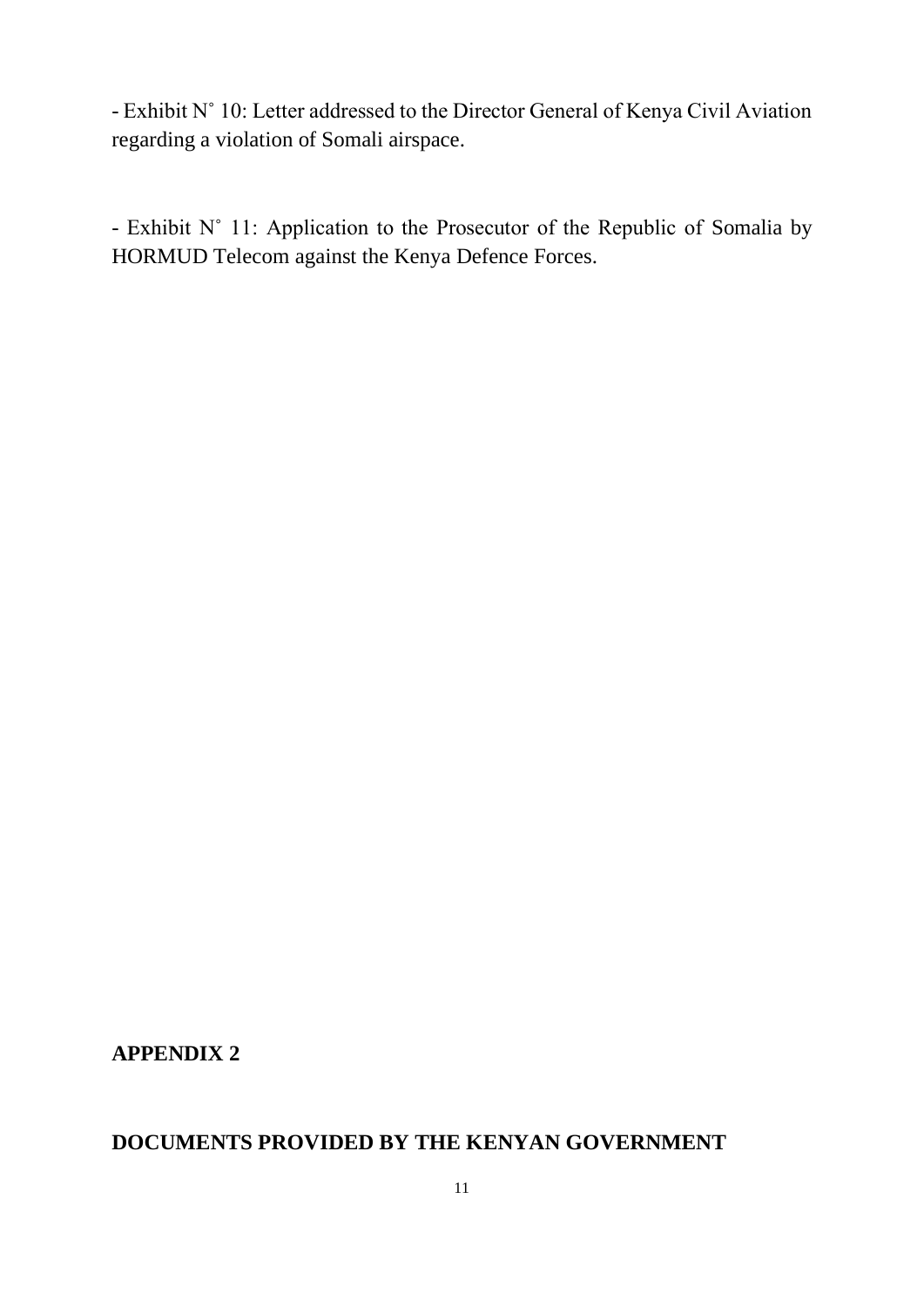- Exhibit N˚ 10: Letter addressed to the Director General of Kenya Civil Aviation regarding a violation of Somali airspace.

- Exhibit N˚ 11: Application to the Prosecutor of the Republic of Somalia by HORMUD Telecom against the Kenya Defence Forces.

**APPENDIX 2**

**DOCUMENTS PROVIDED BY THE KENYAN GOVERNMENT**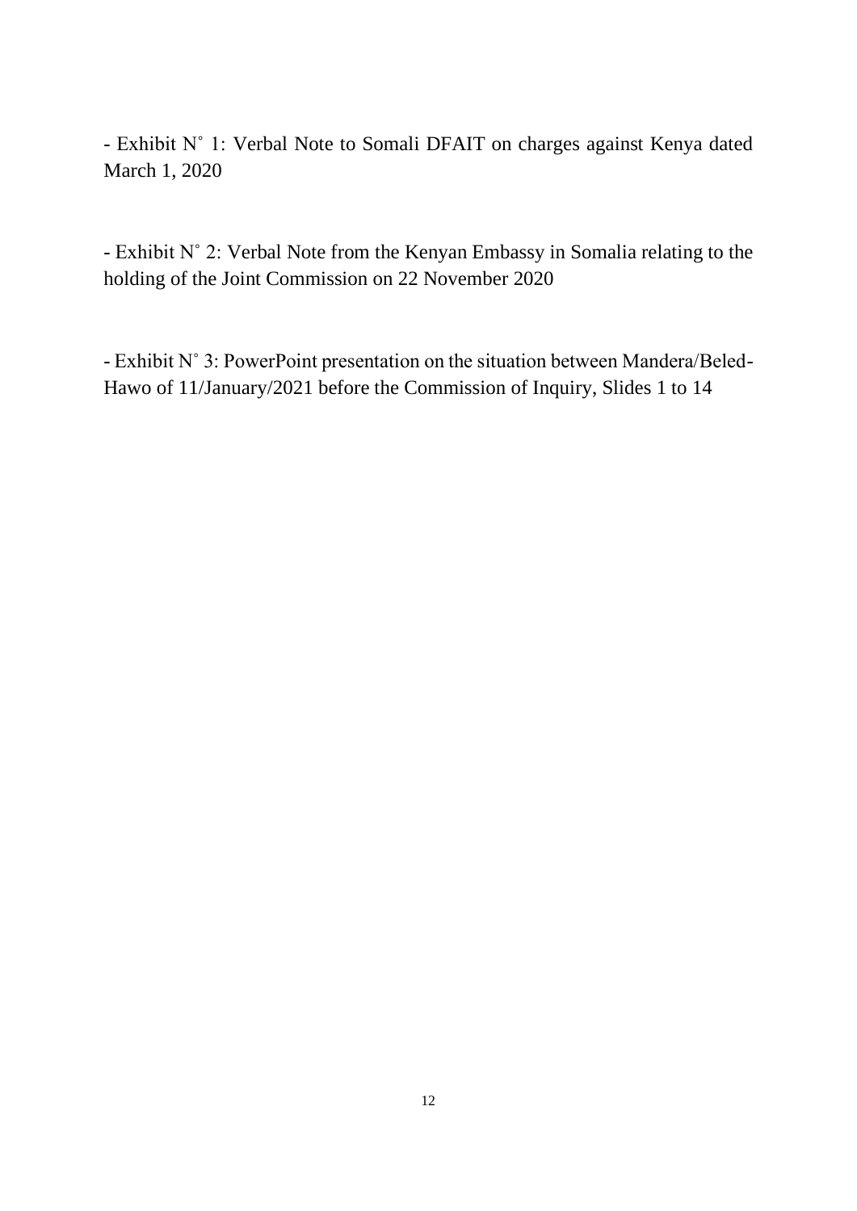- Exhibit N° 1: Verbal Note to Somali DFAIT on charges against Kenya dated March 1, 2020

- Exhibit N° 2: Verbal Note from the Kenyan Embassy in Somalia relating to the holding of the Joint Commission on 22 November 2020

- Exhibit N° 3: PowerPoint presentation on the situation between Mandera/Beled-Hawo of 11/January/2021 before the Commission of Inquiry, Slides 1 to 14